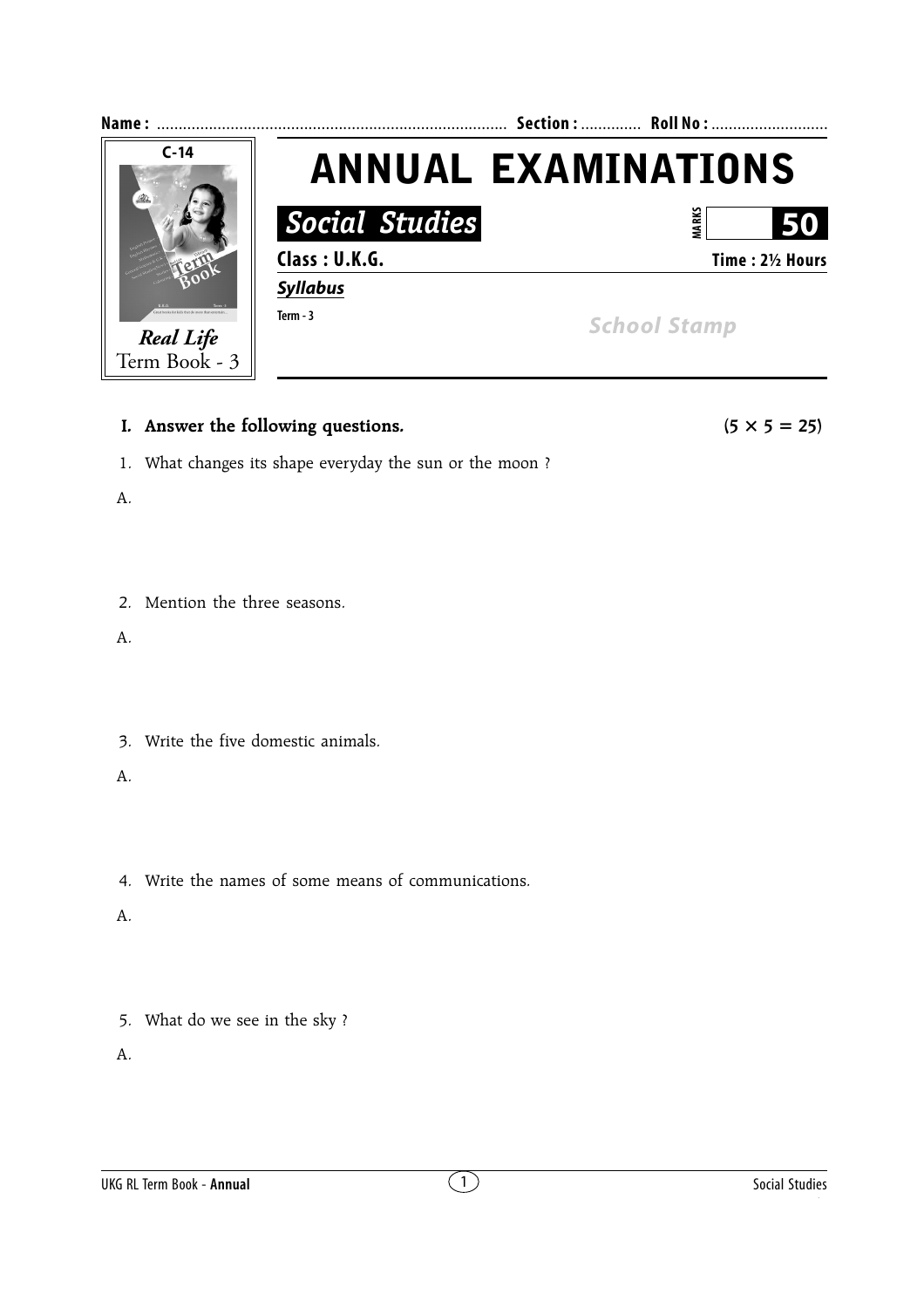Name : ................................................................................ Section : ............. Roll No : ...........................

C-14

*Real Life* Term Book - 3

# ANNUAL EXAMINATIONS

## Social Studies

MARKS **50**

**Class : U.K.G.** **Time : 2½ Hours**

***Syllabus***

Term - 3

School Stamp

**I. Answer the following questions.** **(5 × 5 = 25)**

1. What changes its shape everyday the sun or the moon ?

A.

2. Mention the three seasons.

A.

3. Write the five domestic animals.

A.

4. Write the names of some means of communications.

A.

5. What do we see in the sky ?

A.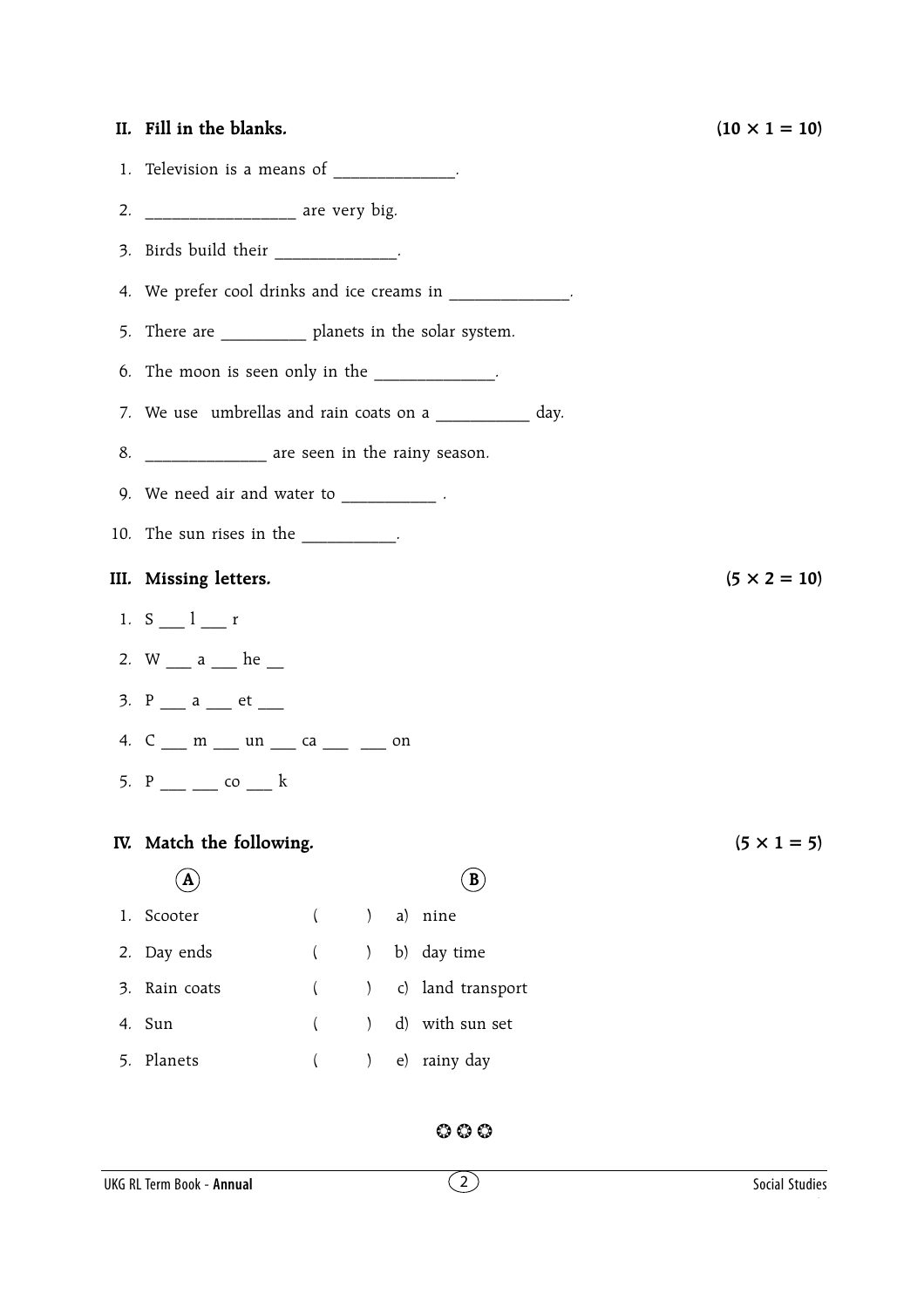## II. Fill in the blanks. (10 × 1 = 10)

1. Television is a means of ______________.
2. _________________ are very big.
3. Birds build their ______________.
4. We prefer cool drinks and ice creams in ______________.
5. There are __________ planets in the solar system.
6. The moon is seen only in the ______________.
7. We use umbrellas and rain coats on a ___________ day.
8. ______________ are seen in the rainy season.
9. We need air and water to ___________ .
10. The sun rises in the ___________.

## III. Missing letters. (5 × 2 = 10)

1. S ___ l ___ r
2. W ___ a ___ he __
3. P ___ a ___ et ___
4. C ___ m ___ un ___ ca ___ ___ on
5. P ___ ___ co ___ k

## IV. Match the following. (5 × 1 = 5)

| | A | | | B |
|---|---|---|---|---|
| 1. | Scooter | ( ) | a) | nine |
| 2. | Day ends | ( ) | b) | day time |
| 3. | Rain coats | ( ) | c) | land transport |
| 4. | Sun | ( ) | d) | with sun set |
| 5. | Planets | ( ) | e) | rainy day |

❂ ❂ ❂